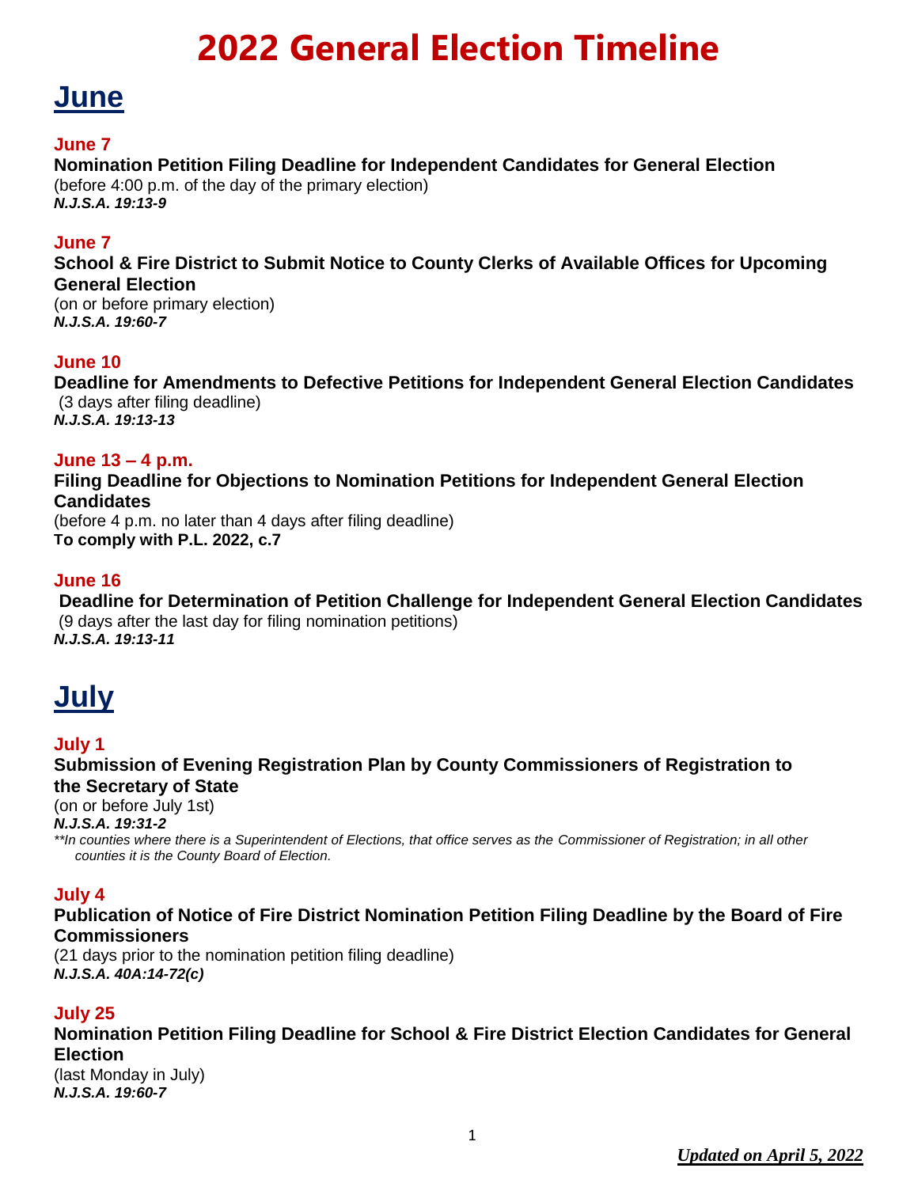# 2022 General Election Timeline

## June

**June 7**
**Nomination Petition Filing Deadline for Independent Candidates for General Election**
(before 4:00 p.m. of the day of the primary election)
***N.J.S.A. 19:13-9***

**June 7**
**School & Fire District to Submit Notice to County Clerks of Available Offices for Upcoming General Election**
(on or before primary election)
***N.J.S.A. 19:60-7***

**June 10**
**Deadline for Amendments to Defective Petitions for Independent General Election Candidates**
(3 days after filing deadline)
***N.J.S.A. 19:13-13***

**June 13 – 4 p.m.**
**Filing Deadline for Objections to Nomination Petitions for Independent General Election Candidates**
(before 4 p.m. no later than 4 days after filing deadline)
**To comply with P.L. 2022, c.7**

**June 16**
**Deadline for Determination of Petition Challenge for Independent General Election Candidates**
(9 days after the last day for filing nomination petitions)
***N.J.S.A. 19:13-11***

## July

**July 1**
**Submission of Evening Registration Plan by County Commissioners of Registration to the Secretary of State**
(on or before July 1st)
***N.J.S.A. 19:31-2***
*\*\*In counties where there is a Superintendent of Elections, that office serves as the Commissioner of Registration; in all other counties it is the County Board of Election.*

**July 4**
**Publication of Notice of Fire District Nomination Petition Filing Deadline by the Board of Fire Commissioners**
(21 days prior to the nomination petition filing deadline)
***N.J.S.A. 40A:14-72(c)***

**July 25**
**Nomination Petition Filing Deadline for School & Fire District Election Candidates for General Election**
(last Monday in July)
***N.J.S.A. 19:60-7***

***Updated on April 5, 2022***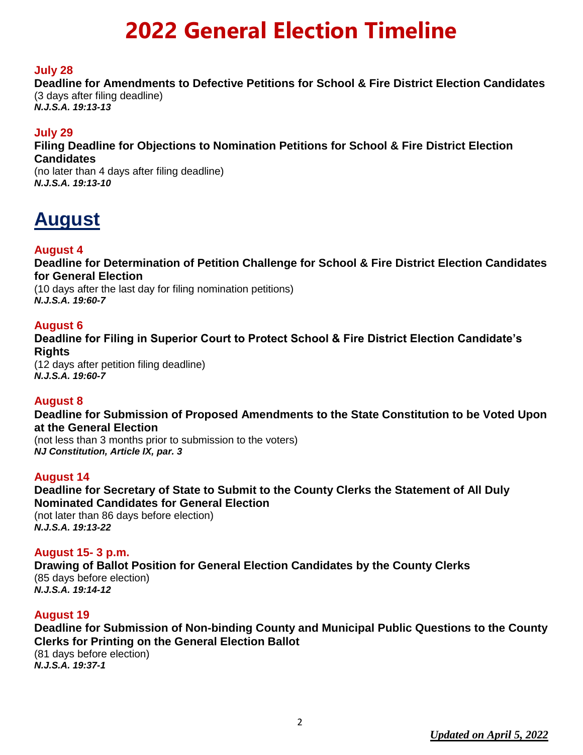# 2022 General Election Timeline

**July 28**
**Deadline for Amendments to Defective Petitions for School & Fire District Election Candidates**
(3 days after filing deadline)
***N.J.S.A. 19:13-13***

**July 29**
**Filing Deadline for Objections to Nomination Petitions for School & Fire District Election Candidates**
(no later than 4 days after filing deadline)
***N.J.S.A. 19:13-10***

## August

**August 4**
**Deadline for Determination of Petition Challenge for School & Fire District Election Candidates for General Election**
(10 days after the last day for filing nomination petitions)
***N.J.S.A. 19:60-7***

**August 6**
**Deadline for Filing in Superior Court to Protect School & Fire District Election Candidate's Rights**
(12 days after petition filing deadline)
***N.J.S.A. 19:60-7***

**August 8**
**Deadline for Submission of Proposed Amendments to the State Constitution to be Voted Upon at the General Election**
(not less than 3 months prior to submission to the voters)
***NJ Constitution, Article IX, par. 3***

**August 14**
**Deadline for Secretary of State to Submit to the County Clerks the Statement of All Duly Nominated Candidates for General Election**
(not later than 86 days before election)
***N.J.S.A. 19:13-22***

**August 15- 3 p.m.**
**Drawing of Ballot Position for General Election Candidates by the County Clerks**
(85 days before election)
***N.J.S.A. 19:14-12***

**August 19**
**Deadline for Submission of Non-binding County and Municipal Public Questions to the County Clerks for Printing on the General Election Ballot**
(81 days before election)
***N.J.S.A. 19:37-1***

*Updated on April 5, 2022*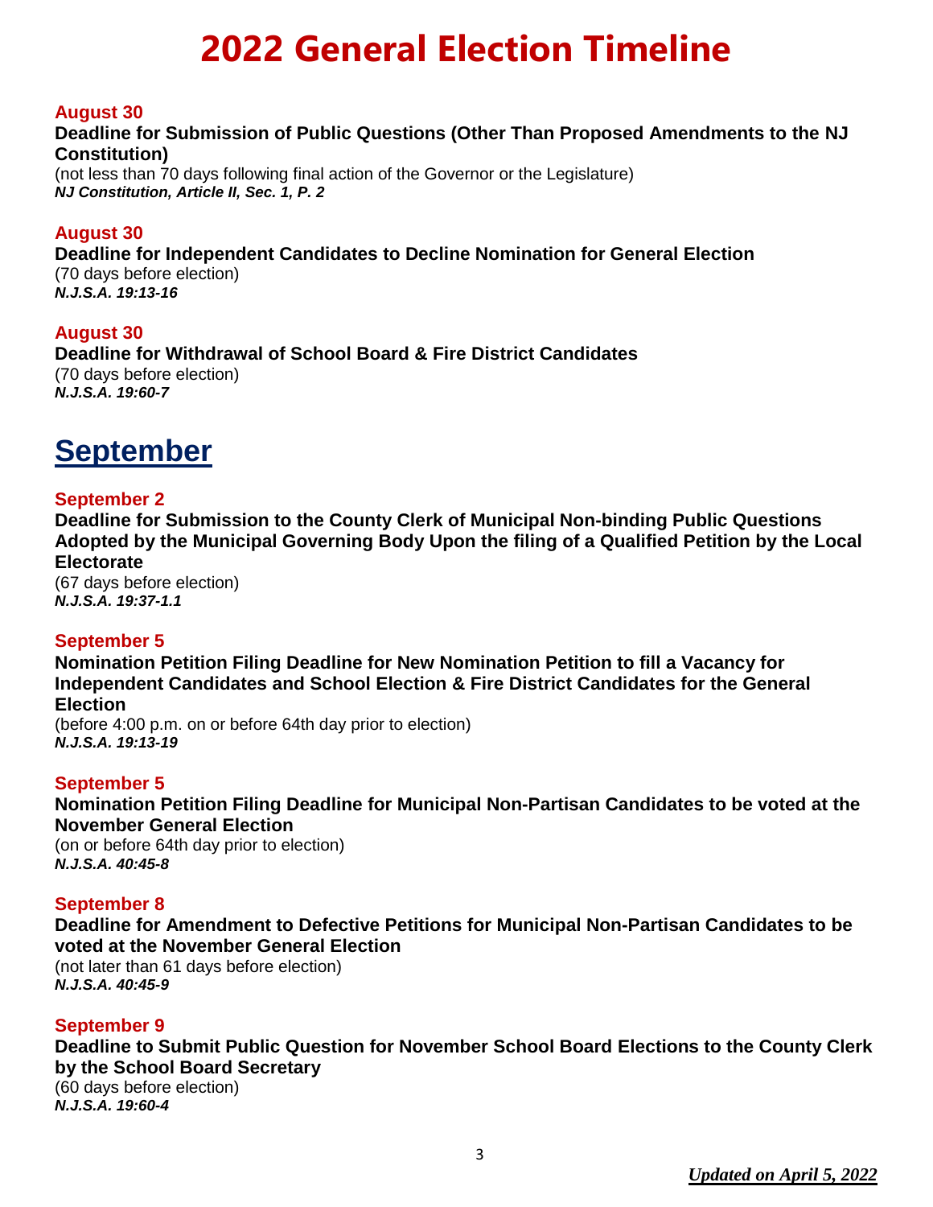# 2022 General Election Timeline

**August 30**
**Deadline for Submission of Public Questions (Other Than Proposed Amendments to the NJ Constitution)**
(not less than 70 days following final action of the Governor or the Legislature)
***NJ Constitution, Article II, Sec. 1, P. 2***

**August 30**
**Deadline for Independent Candidates to Decline Nomination for General Election**
(70 days before election)
***N.J.S.A. 19:13-16***

**August 30**
**Deadline for Withdrawal of School Board & Fire District Candidates**
(70 days before election)
***N.J.S.A. 19:60-7***

## September

**September 2**
**Deadline for Submission to the County Clerk of Municipal Non-binding Public Questions Adopted by the Municipal Governing Body Upon the filing of a Qualified Petition by the Local Electorate**
(67 days before election)
***N.J.S.A. 19:37-1.1***

**September 5**
**Nomination Petition Filing Deadline for New Nomination Petition to fill a Vacancy for Independent Candidates and School Election & Fire District Candidates for the General Election**
(before 4:00 p.m. on or before 64th day prior to election)
***N.J.S.A. 19:13-19***

**September 5**
**Nomination Petition Filing Deadline for Municipal Non-Partisan Candidates to be voted at the November General Election**
(on or before 64th day prior to election)
***N.J.S.A. 40:45-8***

**September 8**
**Deadline for Amendment to Defective Petitions for Municipal Non-Partisan Candidates to be voted at the November General Election**
(not later than 61 days before election)
***N.J.S.A. 40:45-9***

**September 9**
**Deadline to Submit Public Question for November School Board Elections to the County Clerk by the School Board Secretary**
(60 days before election)
***N.J.S.A. 19:60-4***

***Updated on April 5, 2022***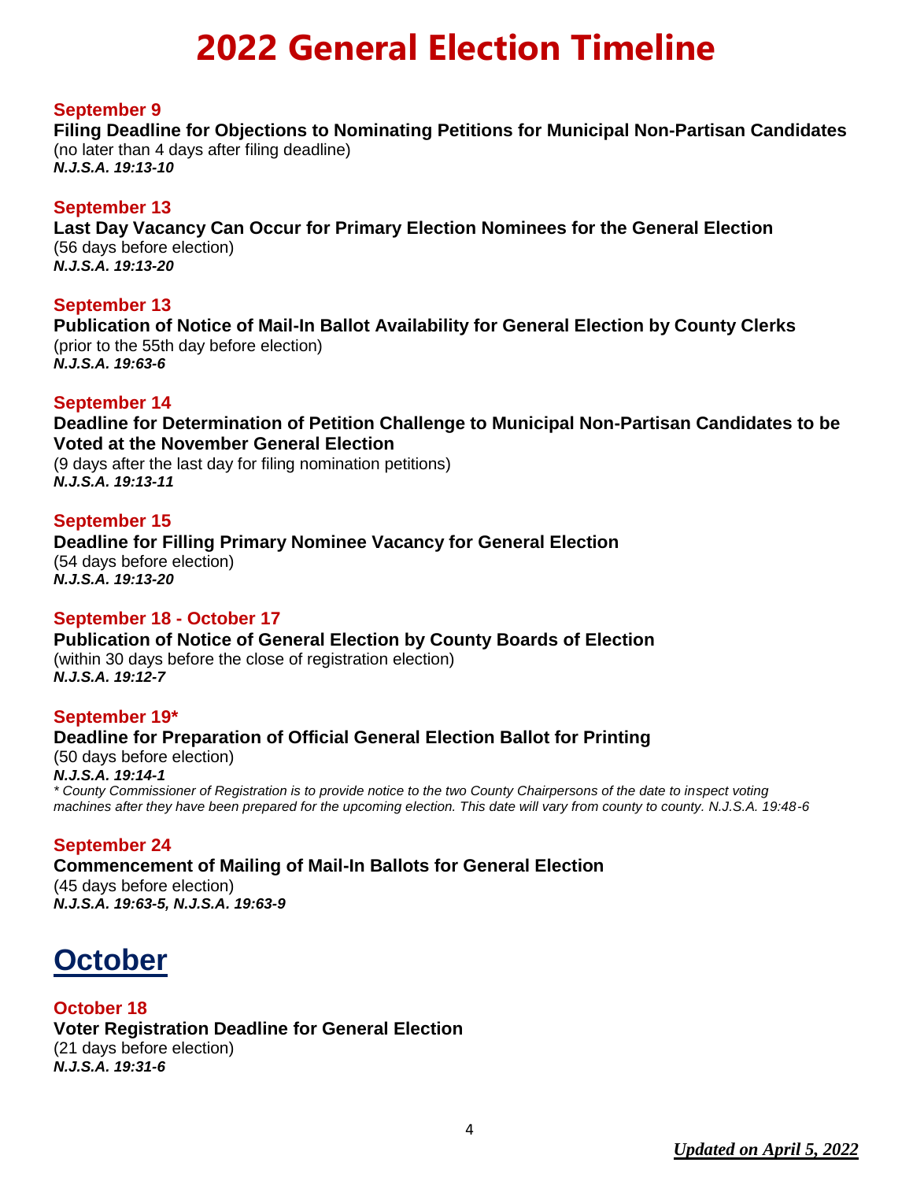# 2022 General Election Timeline

**September 9**
**Filing Deadline for Objections to Nominating Petitions for Municipal Non-Partisan Candidates**
(no later than 4 days after filing deadline)
***N.J.S.A. 19:13-10***

**September 13**
**Last Day Vacancy Can Occur for Primary Election Nominees for the General Election**
(56 days before election)
***N.J.S.A. 19:13-20***

**September 13**
**Publication of Notice of Mail-In Ballot Availability for General Election by County Clerks**
(prior to the 55th day before election)
***N.J.S.A. 19:63-6***

**September 14**
**Deadline for Determination of Petition Challenge to Municipal Non-Partisan Candidates to be Voted at the November General Election**
(9 days after the last day for filing nomination petitions)
***N.J.S.A. 19:13-11***

**September 15**
**Deadline for Filling Primary Nominee Vacancy for General Election**
(54 days before election)
***N.J.S.A. 19:13-20***

**September 18 - October 17**
**Publication of Notice of General Election by County Boards of Election**
(within 30 days before the close of registration election)
***N.J.S.A. 19:12-7***

**September 19***
**Deadline for Preparation of Official General Election Ballot for Printing**
(50 days before election)
***N.J.S.A. 19:14-1***
*\* County Commissioner of Registration is to provide notice to the two County Chairpersons of the date to inspect voting machines after they have been prepared for the upcoming election. This date will vary from county to county. N.J.S.A. 19:48-6*

**September 24**
**Commencement of Mailing of Mail-In Ballots for General Election**
(45 days before election)
***N.J.S.A. 19:63-5, N.J.S.A. 19:63-9***

## October

**October 18**
**Voter Registration Deadline for General Election**
(21 days before election)
***N.J.S.A. 19:31-6***

*Updated on April 5, 2022*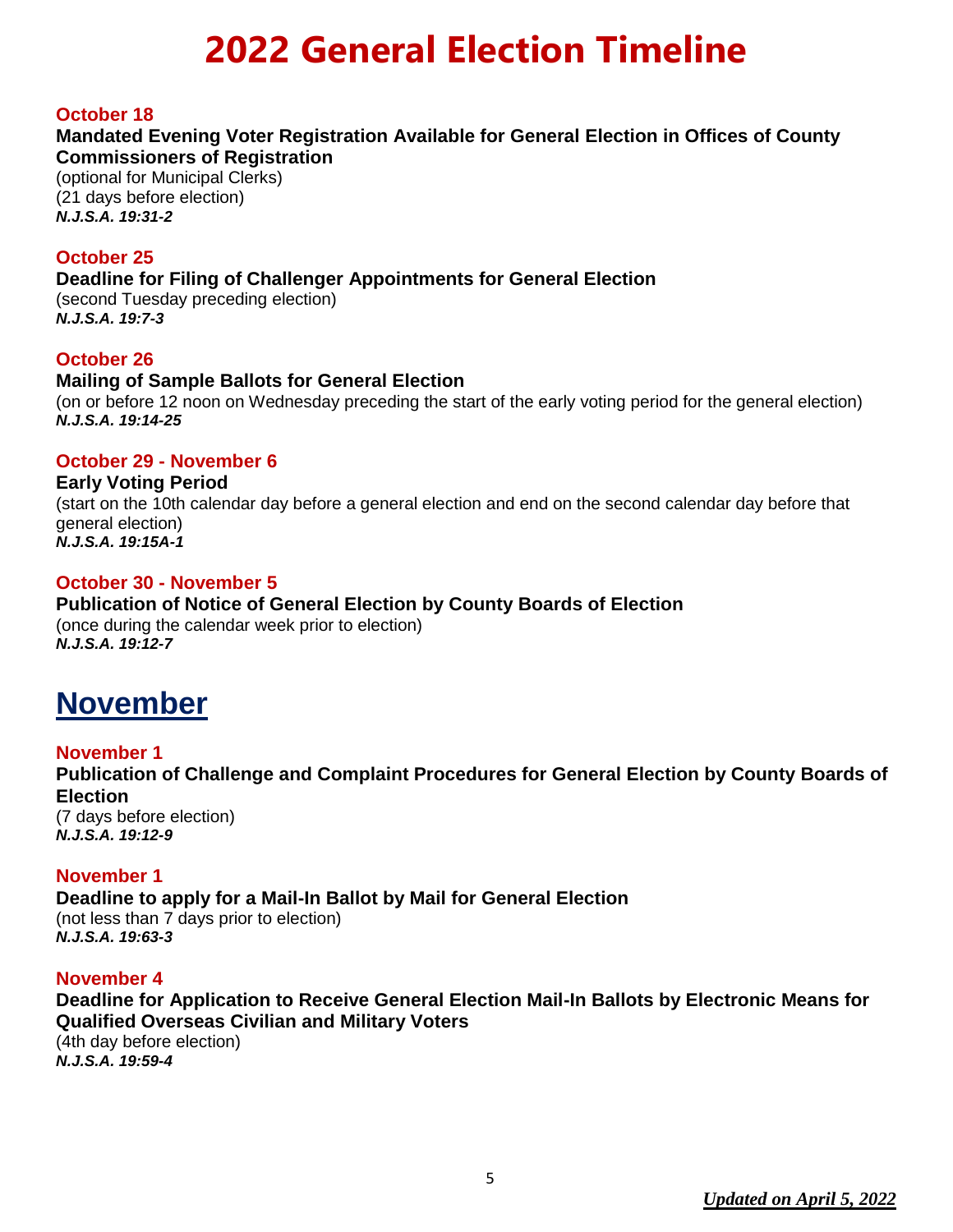# 2022 General Election Timeline

**October 18**

**Mandated Evening Voter Registration Available for General Election in Offices of County Commissioners of Registration**
(optional for Municipal Clerks)
(21 days before election)
***N.J.S.A. 19:31-2***

**October 25**

**Deadline for Filing of Challenger Appointments for General Election**
(second Tuesday preceding election)
***N.J.S.A. 19:7-3***

**October 26**

**Mailing of Sample Ballots for General Election**
(on or before 12 noon on Wednesday preceding the start of the early voting period for the general election)
***N.J.S.A. 19:14-25***

**October 29 - November 6**

**Early Voting Period**
(start on the 10th calendar day before a general election and end on the second calendar day before that general election)
***N.J.S.A. 19:15A-1***

**October 30 - November 5**

**Publication of Notice of General Election by County Boards of Election**
(once during the calendar week prior to election)
***N.J.S.A. 19:12-7***

## November

**November 1**

**Publication of Challenge and Complaint Procedures for General Election by County Boards of Election**
(7 days before election)
***N.J.S.A. 19:12-9***

**November 1**

**Deadline to apply for a Mail-In Ballot by Mail for General Election**
(not less than 7 days prior to election)
***N.J.S.A. 19:63-3***

**November 4**

**Deadline for Application to Receive General Election Mail-In Ballots by Electronic Means for Qualified Overseas Civilian and Military Voters**
(4th day before election)
***N.J.S.A. 19:59-4***

*Updated on April 5, 2022*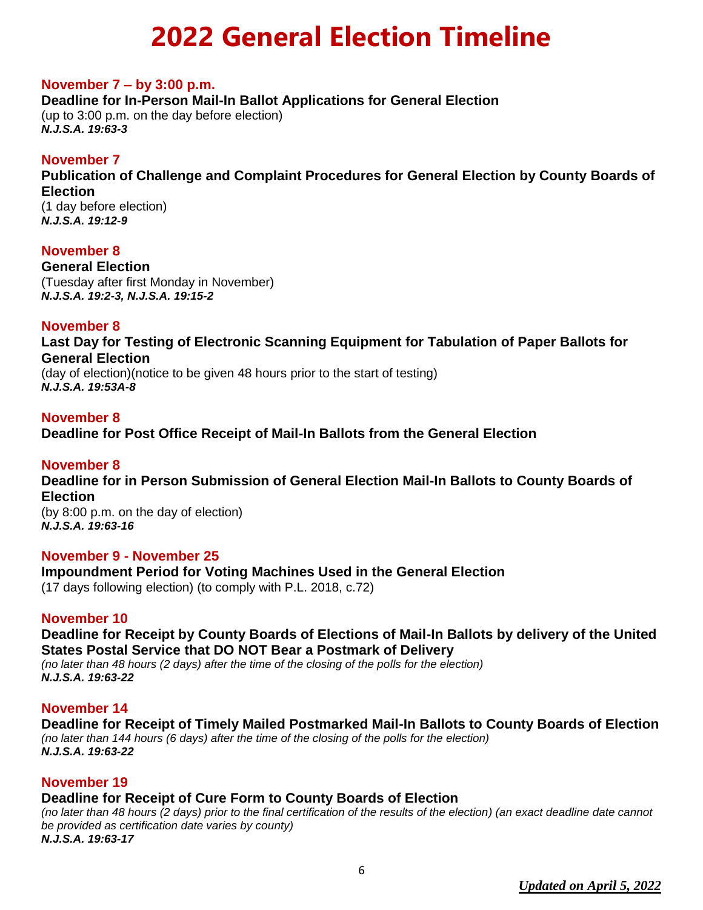# 2022 General Election Timeline

**November 7 – by 3:00 p.m.**

**Deadline for In-Person Mail-In Ballot Applications for General Election**
(up to 3:00 p.m. on the day before election)
***N.J.S.A. 19:63-3***

**November 7**

**Publication of Challenge and Complaint Procedures for General Election by County Boards of Election**
(1 day before election)
***N.J.S.A. 19:12-9***

**November 8**

**General Election**
(Tuesday after first Monday in November)
***N.J.S.A. 19:2-3, N.J.S.A. 19:15-2***

**November 8**

**Last Day for Testing of Electronic Scanning Equipment for Tabulation of Paper Ballots for General Election**
(day of election)(notice to be given 48 hours prior to the start of testing)
***N.J.S.A. 19:53A-8***

**November 8**

**Deadline for Post Office Receipt of Mail-In Ballots from the General Election**

**November 8**

**Deadline for in Person Submission of General Election Mail-In Ballots to County Boards of Election**
(by 8:00 p.m. on the day of election)
***N.J.S.A. 19:63-16***

**November 9 - November 25**

**Impoundment Period for Voting Machines Used in the General Election**
(17 days following election) (to comply with P.L. 2018, c.72)

**November 10**

**Deadline for Receipt by County Boards of Elections of Mail-In Ballots by delivery of the United States Postal Service that DO NOT Bear a Postmark of Delivery**
*(no later than 48 hours (2 days) after the time of the closing of the polls for the election)*
***N.J.S.A. 19:63-22***

**November 14**

**Deadline for Receipt of Timely Mailed Postmarked Mail-In Ballots to County Boards of Election**
*(no later than 144 hours (6 days) after the time of the closing of the polls for the election)*
***N.J.S.A. 19:63-22***

**November 19**

**Deadline for Receipt of Cure Form to County Boards of Election**
*(no later than 48 hours (2 days) prior to the final certification of the results of the election) (an exact deadline date cannot be provided as certification date varies by county)*
***N.J.S.A. 19:63-17***

*Updated on April 5, 2022*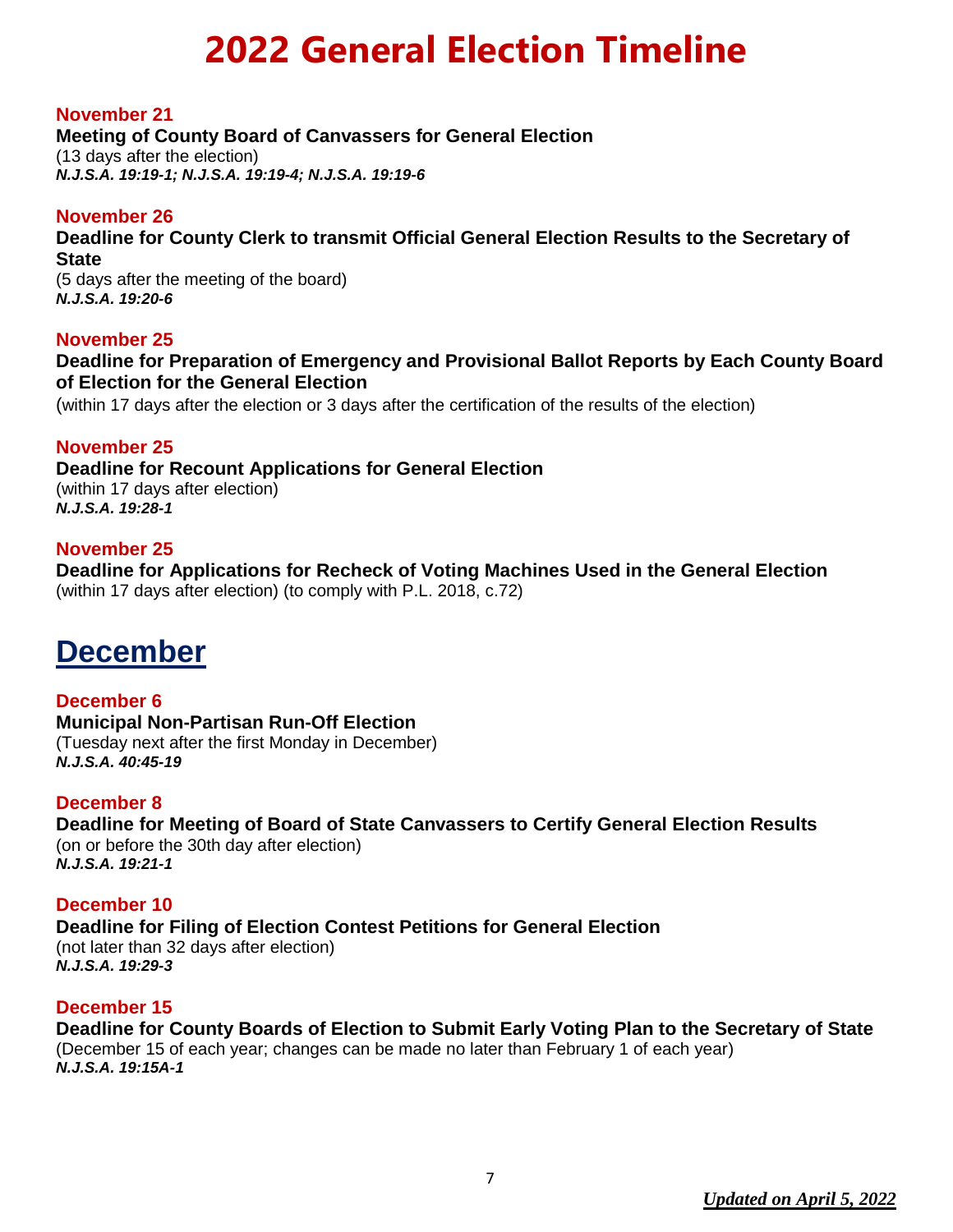# 2022 General Election Timeline

**November 21**
**Meeting of County Board of Canvassers for General Election**
(13 days after the election)
***N.J.S.A. 19:19-1; N.J.S.A. 19:19-4; N.J.S.A. 19:19-6***

**November 26**
**Deadline for County Clerk to transmit Official General Election Results to the Secretary of State**
(5 days after the meeting of the board)
***N.J.S.A. 19:20-6***

**November 25**
**Deadline for Preparation of Emergency and Provisional Ballot Reports by Each County Board of Election for the General Election**
(within 17 days after the election or 3 days after the certification of the results of the election)

**November 25**
**Deadline for Recount Applications for General Election**
(within 17 days after election)
***N.J.S.A. 19:28-1***

**November 25**
**Deadline for Applications for Recheck of Voting Machines Used in the General Election**
(within 17 days after election) (to comply with P.L. 2018, c.72)

## December

**December 6**
**Municipal Non-Partisan Run-Off Election**
(Tuesday next after the first Monday in December)
***N.J.S.A. 40:45-19***

**December 8**
**Deadline for Meeting of Board of State Canvassers to Certify General Election Results**
(on or before the 30th day after election)
***N.J.S.A. 19:21-1***

**December 10**
**Deadline for Filing of Election Contest Petitions for General Election**
(not later than 32 days after election)
***N.J.S.A. 19:29-3***

**December 15**
**Deadline for County Boards of Election to Submit Early Voting Plan to the Secretary of State**
(December 15 of each year; changes can be made no later than February 1 of each year)
***N.J.S.A. 19:15A-1***